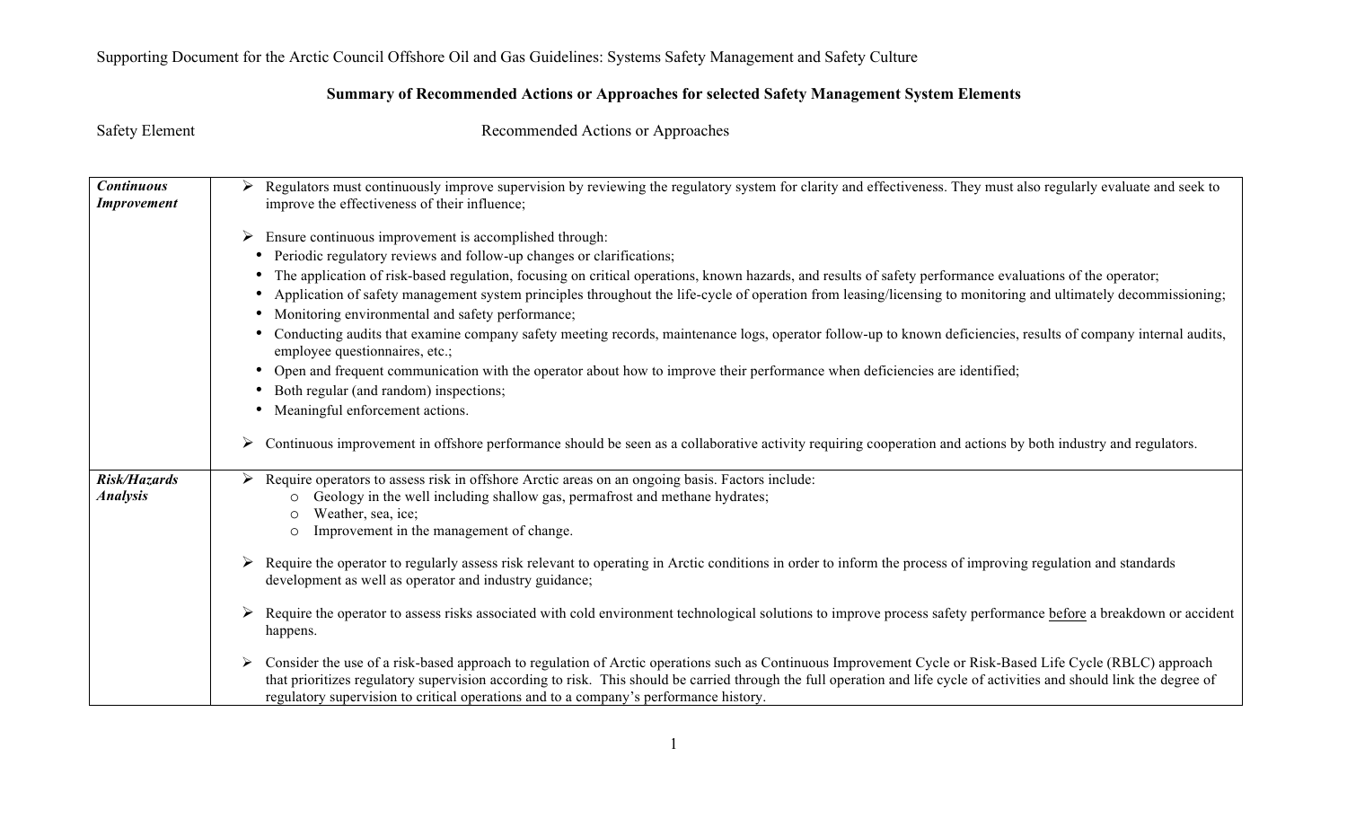Supporting Document for the Arctic Council Offshore Oil and Gas Guidelines: Systems Safety Management and Safety Culture

## Summary of Recommended Actions or Approaches for selected Safety Management System Elements

| Safety Element | Recommended Actions or Approaches |
| --- | --- |
| ***Continuous Improvement*** | ➢ Regulators must continuously improve supervision by reviewing the regulatory system for clarity and effectiveness. They must also regularly evaluate and seek to improve the effectiveness of their influence;<br><br>➢ Ensure continuous improvement is accomplished through:<br>• Periodic regulatory reviews and follow-up changes or clarifications;<br>• The application of risk-based regulation, focusing on critical operations, known hazards, and results of safety performance evaluations of the operator;<br>• Application of safety management system principles throughout the life-cycle of operation from leasing/licensing to monitoring and ultimately decommissioning;<br>• Monitoring environmental and safety performance;<br>• Conducting audits that examine company safety meeting records, maintenance logs, operator follow-up to known deficiencies, results of company internal audits, employee questionnaires, etc.;<br>• Open and frequent communication with the operator about how to improve their performance when deficiencies are identified;<br>• Both regular (and random) inspections;<br>• Meaningful enforcement actions.<br><br>➢ Continuous improvement in offshore performance should be seen as a collaborative activity requiring cooperation and actions by both industry and regulators. |
| ***Risk/Hazards Analysis*** | ➢ Require operators to assess risk in offshore Arctic areas on an ongoing basis. Factors include:<br>&nbsp;&nbsp;&nbsp;&nbsp;o Geology in the well including shallow gas, permafrost and methane hydrates;<br>&nbsp;&nbsp;&nbsp;&nbsp;o Weather, sea, ice;<br>&nbsp;&nbsp;&nbsp;&nbsp;o Improvement in the management of change.<br><br>➢ Require the operator to regularly assess risk relevant to operating in Arctic conditions in order to inform the process of improving regulation and standards development as well as operator and industry guidance;<br><br>➢ Require the operator to assess risks associated with cold environment technological solutions to improve process safety performance <u>before</u> a breakdown or accident happens.<br><br>➢ Consider the use of a risk-based approach to regulation of Arctic operations such as Continuous Improvement Cycle or Risk-Based Life Cycle (RBLC) approach that prioritizes regulatory supervision according to risk. This should be carried through the full operation and life cycle of activities and should link the degree of regulatory supervision to critical operations and to a company's performance history. |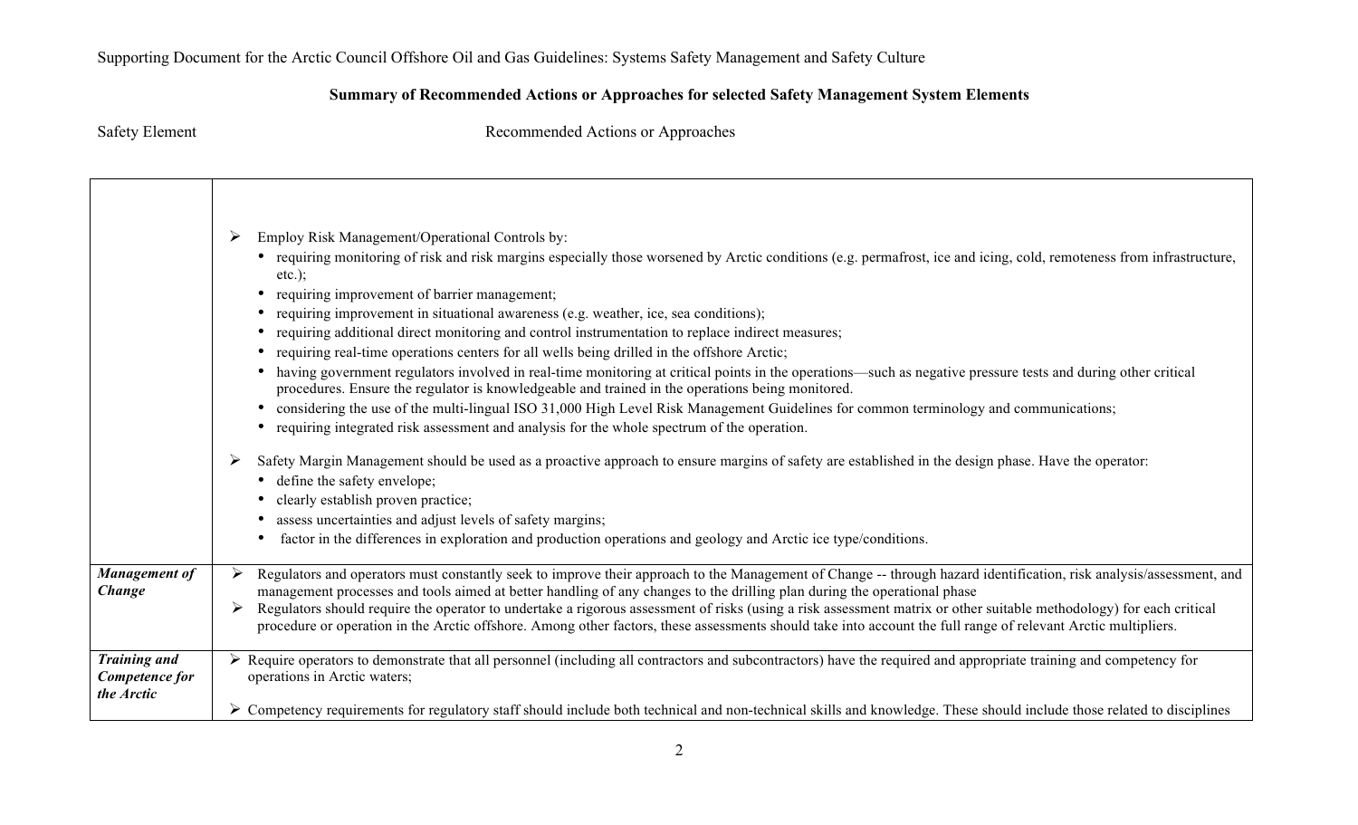Supporting Document for the Arctic Council Offshore Oil and Gas Guidelines: Systems Safety Management and Safety Culture

**Summary of Recommended Actions or Approaches for selected Safety Management System Elements**

| Safety Element | Recommended Actions or Approaches |
|---|---|
| | ➢ Employ Risk Management/Operational Controls by:<br>• requiring monitoring of risk and risk margins especially those worsened by Arctic conditions (e.g. permafrost, ice and icing, cold, remoteness from infrastructure, etc.);<br>• requiring improvement of barrier management;<br>• requiring improvement in situational awareness (e.g. weather, ice, sea conditions);<br>• requiring additional direct monitoring and control instrumentation to replace indirect measures;<br>• requiring real-time operations centers for all wells being drilled in the offshore Arctic;<br>• having government regulators involved in real-time monitoring at critical points in the operations—such as negative pressure tests and during other critical procedures. Ensure the regulator is knowledgeable and trained in the operations being monitored.<br>• considering the use of the multi-lingual ISO 31,000 High Level Risk Management Guidelines for common terminology and communications;<br>• requiring integrated risk assessment and analysis for the whole spectrum of the operation.<br><br>➢ Safety Margin Management should be used as a proactive approach to ensure margins of safety are established in the design phase. Have the operator:<br>• define the safety envelope;<br>• clearly establish proven practice;<br>• assess uncertainties and adjust levels of safety margins;<br>• factor in the differences in exploration and production operations and geology and Arctic ice type/conditions. |
| ***Management of Change*** | ➢ Regulators and operators must constantly seek to improve their approach to the Management of Change -- through hazard identification, risk analysis/assessment, and management processes and tools aimed at better handling of any changes to the drilling plan during the operational phase<br>➢ Regulators should require the operator to undertake a rigorous assessment of risks (using a risk assessment matrix or other suitable methodology) for each critical procedure or operation in the Arctic offshore. Among other factors, these assessments should take into account the full range of relevant Arctic multipliers. |
| ***Training and Competence for the Arctic*** | ➢ Require operators to demonstrate that all personnel (including all contractors and subcontractors) have the required and appropriate training and competency for operations in Arctic waters;<br><br>➢ Competency requirements for regulatory staff should include both technical and non-technical skills and knowledge. These should include those related to disciplines |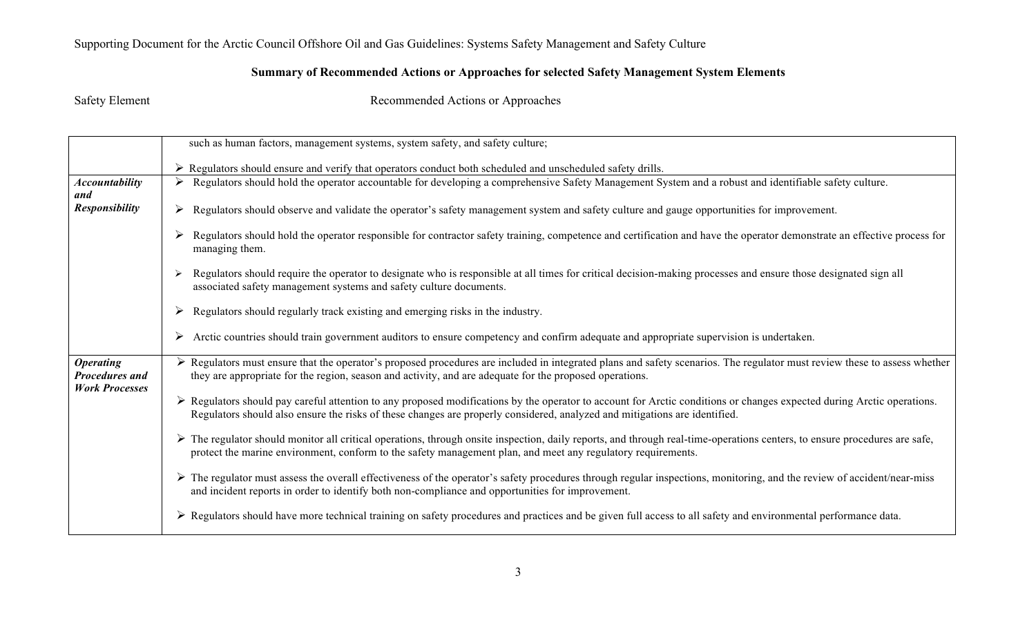Supporting Document for the Arctic Council Offshore Oil and Gas Guidelines: Systems Safety Management and Safety Culture

**Summary of Recommended Actions or Approaches for selected Safety Management System Elements**

| Safety Element | Recommended Actions or Approaches |
|---|---|
| | such as human factors, management systems, system safety, and safety culture;<br><br>➢ Regulators should ensure and verify that operators conduct both scheduled and unscheduled safety drills. |
| ***Accountability and Responsibility*** | ➢ Regulators should hold the operator accountable for developing a comprehensive Safety Management System and a robust and identifiable safety culture.<br><br>➢ Regulators should observe and validate the operator's safety management system and safety culture and gauge opportunities for improvement.<br><br>➢ Regulators should hold the operator responsible for contractor safety training, competence and certification and have the operator demonstrate an effective process for managing them.<br><br>➢ Regulators should require the operator to designate who is responsible at all times for critical decision-making processes and ensure those designated sign all associated safety management systems and safety culture documents.<br><br>➢ Regulators should regularly track existing and emerging risks in the industry.<br><br>➢ Arctic countries should train government auditors to ensure competency and confirm adequate and appropriate supervision is undertaken. |
| ***Operating Procedures and Work Processes*** | ➢ Regulators must ensure that the operator's proposed procedures are included in integrated plans and safety scenarios. The regulator must review these to assess whether they are appropriate for the region, season and activity, and are adequate for the proposed operations.<br><br>➢ Regulators should pay careful attention to any proposed modifications by the operator to account for Arctic conditions or changes expected during Arctic operations. Regulators should also ensure the risks of these changes are properly considered, analyzed and mitigations are identified.<br><br>➢ The regulator should monitor all critical operations, through onsite inspection, daily reports, and through real-time-operations centers, to ensure procedures are safe, protect the marine environment, conform to the safety management plan, and meet any regulatory requirements.<br><br>➢ The regulator must assess the overall effectiveness of the operator's safety procedures through regular inspections, monitoring, and the review of accident/near-miss and incident reports in order to identify both non-compliance and opportunities for improvement.<br><br>➢ Regulators should have more technical training on safety procedures and practices and be given full access to all safety and environmental performance data. |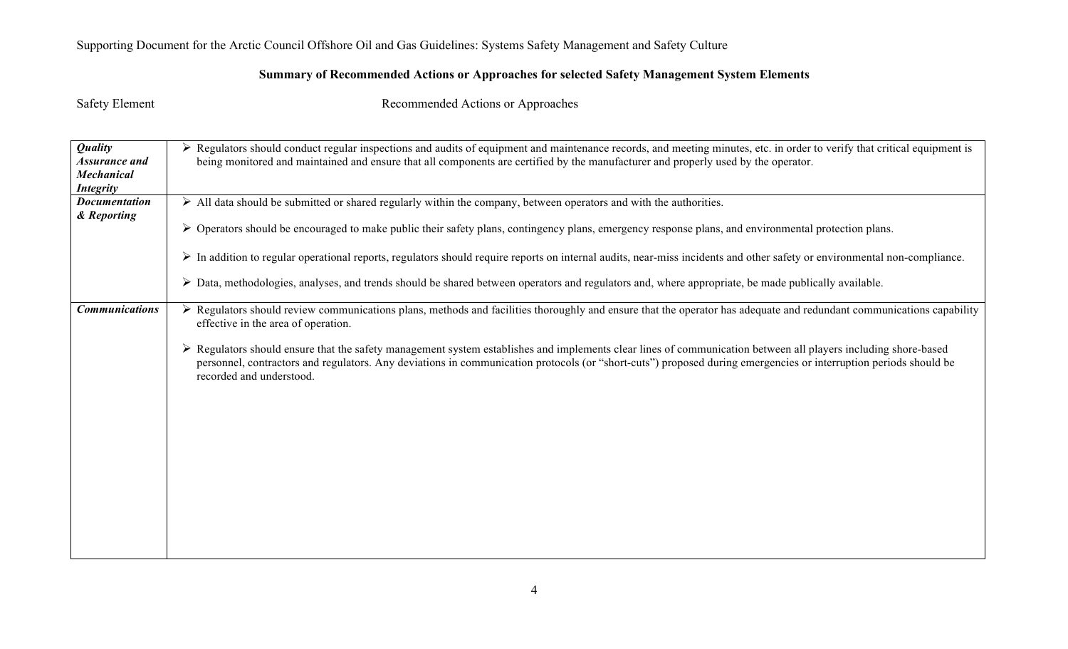## Summary of Recommended Actions or Approaches for selected Safety Management System Elements

| Safety Element | Recommended Actions or Approaches |
| --- | --- |
| ***Quality Assurance and Mechanical Integrity*** | ➢ Regulators should conduct regular inspections and audits of equipment and maintenance records, and meeting minutes, etc. in order to verify that critical equipment is being monitored and maintained and ensure that all components are certified by the manufacturer and properly used by the operator. |
| ***Documentation & Reporting*** | ➢ All data should be submitted or shared regularly within the company, between operators and with the authorities.<br><br>➢ Operators should be encouraged to make public their safety plans, contingency plans, emergency response plans, and environmental protection plans.<br><br>➢ In addition to regular operational reports, regulators should require reports on internal audits, near-miss incidents and other safety or environmental non-compliance.<br><br>➢ Data, methodologies, analyses, and trends should be shared between operators and regulators and, where appropriate, be made publically available. |
| ***Communications*** | ➢ Regulators should review communications plans, methods and facilities thoroughly and ensure that the operator has adequate and redundant communications capability effective in the area of operation.<br><br>➢ Regulators should ensure that the safety management system establishes and implements clear lines of communication between all players including shore-based personnel, contractors and regulators. Any deviations in communication protocols (or "short-cuts") proposed during emergencies or interruption periods should be recorded and understood. |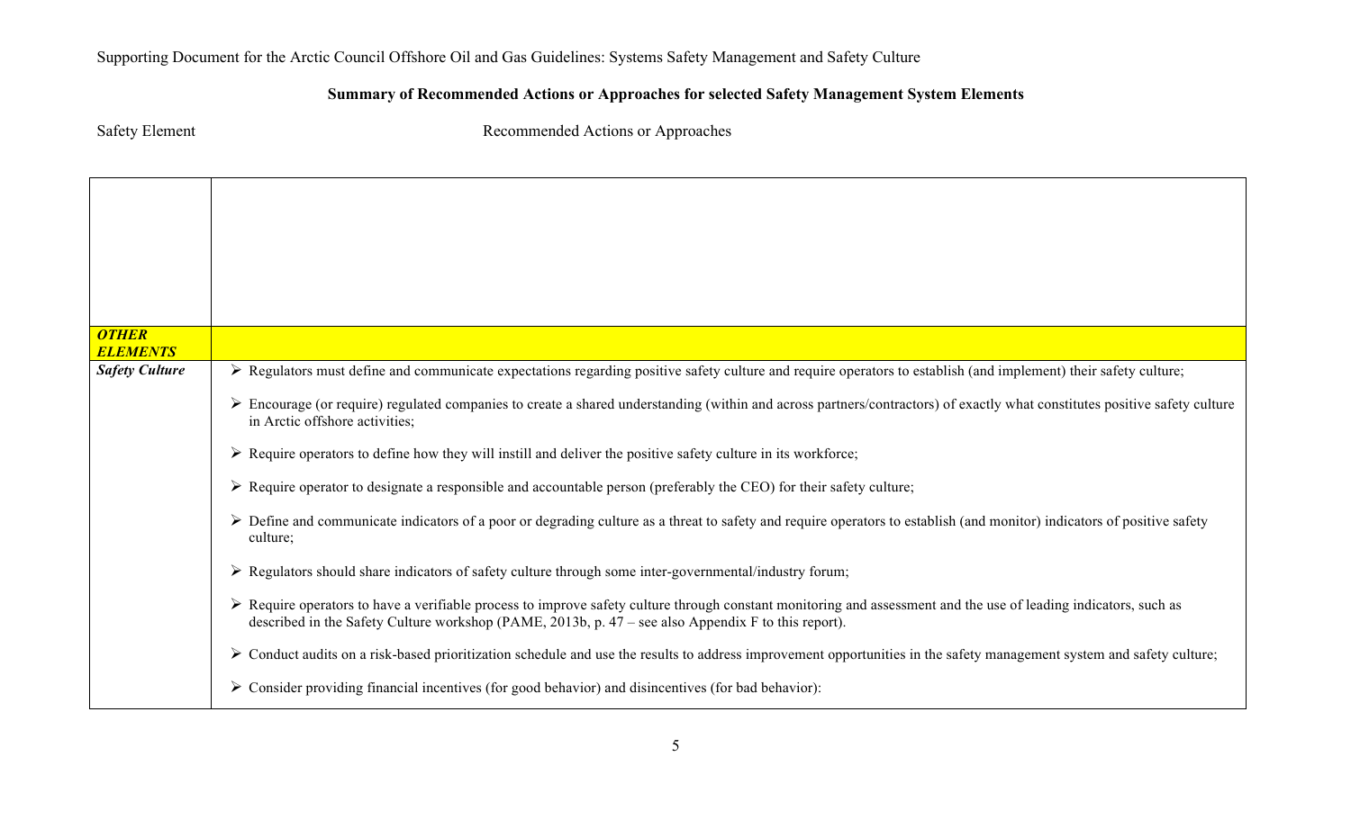Supporting Document for the Arctic Council Offshore Oil and Gas Guidelines: Systems Safety Management and Safety Culture

**Summary of Recommended Actions or Approaches for selected Safety Management System Elements**

| Safety Element | Recommended Actions or Approaches |
|---|---|
| | |
| ***OTHER ELEMENTS*** | |
| ***Safety Culture*** | ➢ Regulators must define and communicate expectations regarding positive safety culture and require operators to establish (and implement) their safety culture;<br><br>➢ Encourage (or require) regulated companies to create a shared understanding (within and across partners/contractors) of exactly what constitutes positive safety culture in Arctic offshore activities;<br><br>➢ Require operators to define how they will instill and deliver the positive safety culture in its workforce;<br><br>➢ Require operator to designate a responsible and accountable person (preferably the CEO) for their safety culture;<br><br>➢ Define and communicate indicators of a poor or degrading culture as a threat to safety and require operators to establish (and monitor) indicators of positive safety culture;<br><br>➢ Regulators should share indicators of safety culture through some inter-governmental/industry forum;<br><br>➢ Require operators to have a verifiable process to improve safety culture through constant monitoring and assessment and the use of leading indicators, such as described in the Safety Culture workshop (PAME, 2013b, p. 47 – see also Appendix F to this report).<br><br>➢ Conduct audits on a risk-based prioritization schedule and use the results to address improvement opportunities in the safety management system and safety culture;<br><br>➢ Consider providing financial incentives (for good behavior) and disincentives (for bad behavior): |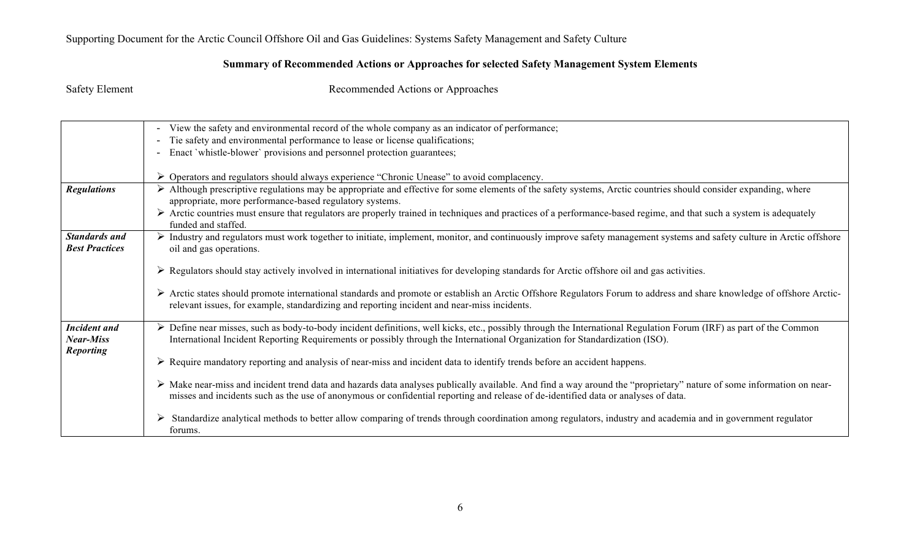Supporting Document for the Arctic Council Offshore Oil and Gas Guidelines: Systems Safety Management and Safety Culture

**Summary of Recommended Actions or Approaches for selected Safety Management System Elements**

| Safety Element | Recommended Actions or Approaches |
|---|---|
| | - View the safety and environmental record of the whole company as an indicator of performance;<br>- Tie safety and environmental performance to lease or license qualifications;<br>- Enact `whistle-blower` provisions and personnel protection guarantees;<br><br>➢ Operators and regulators should always experience "Chronic Unease" to avoid complacency. |
| ***Regulations*** | ➢ Although prescriptive regulations may be appropriate and effective for some elements of the safety systems, Arctic countries should consider expanding, where appropriate, more performance-based regulatory systems.<br>➢ Arctic countries must ensure that regulators are properly trained in techniques and practices of a performance-based regime, and that such a system is adequately funded and staffed. |
| ***Standards and Best Practices*** | ➢ Industry and regulators must work together to initiate, implement, monitor, and continuously improve safety management systems and safety culture in Arctic offshore oil and gas operations.<br><br>➢ Regulators should stay actively involved in international initiatives for developing standards for Arctic offshore oil and gas activities.<br><br>➢ Arctic states should promote international standards and promote or establish an Arctic Offshore Regulators Forum to address and share knowledge of offshore Arctic-relevant issues, for example, standardizing and reporting incident and near-miss incidents. |
| ***Incident and Near-Miss Reporting*** | ➢ Define near misses, such as body-to-body incident definitions, well kicks, etc., possibly through the International Regulation Forum (IRF) as part of the Common International Incident Reporting Requirements or possibly through the International Organization for Standardization (ISO).<br><br>➢ Require mandatory reporting and analysis of near-miss and incident data to identify trends before an accident happens.<br><br>➢ Make near-miss and incident trend data and hazards data analyses publically available. And find a way around the "proprietary" nature of some information on near-misses and incidents such as the use of anonymous or confidential reporting and release of de-identified data or analyses of data.<br><br>➢ Standardize analytical methods to better allow comparing of trends through coordination among regulators, industry and academia and in government regulator forums. |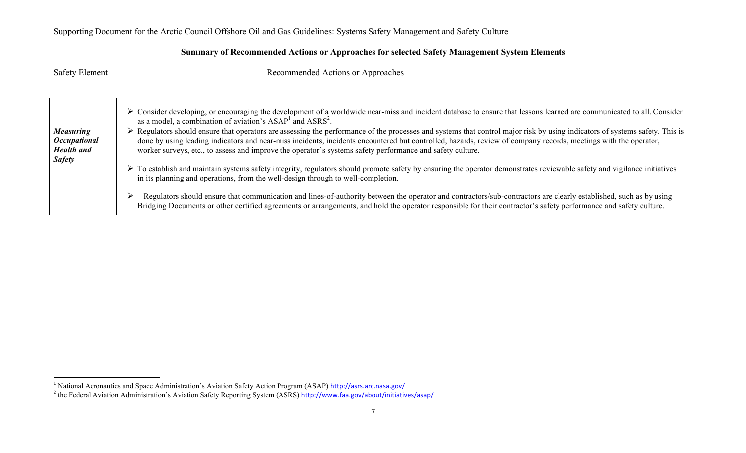Supporting Document for the Arctic Council Offshore Oil and Gas Guidelines: Systems Safety Management and Safety Culture

**Summary of Recommended Actions or Approaches for selected Safety Management System Elements**

| Safety Element | Recommended Actions or Approaches |
|---|---|
| | ➢ Consider developing, or encouraging the development of a worldwide near-miss and incident database to ensure that lessons learned are communicated to all. Consider as a model, a combination of aviation's ASAP[1] and ASRS[2]. |
| ***Measuring Occupational Health and Safety*** | ➢ Regulators should ensure that operators are assessing the performance of the processes and systems that control major risk by using indicators of systems safety. This is done by using leading indicators and near-miss incidents, incidents encountered but controlled, hazards, review of company records, meetings with the operator, worker surveys, etc., to assess and improve the operator's systems safety performance and safety culture. <br><br> ➢ To establish and maintain systems safety integrity, regulators should promote safety by ensuring the operator demonstrates reviewable safety and vigilance initiatives in its planning and operations, from the well-design through to well-completion. <br><br> ➢ Regulators should ensure that communication and lines-of-authority between the operator and contractors/sub-contractors are clearly established, such as by using Bridging Documents or other certified agreements or arrangements, and hold the operator responsible for their contractor's safety performance and safety culture. |

[1] National Aeronautics and Space Administration's Aviation Safety Action Program (ASAP) http://asrs.arc.nasa.gov/

[2] the Federal Aviation Administration's Aviation Safety Reporting System (ASRS) http://www.faa.gov/about/initiatives/asap/